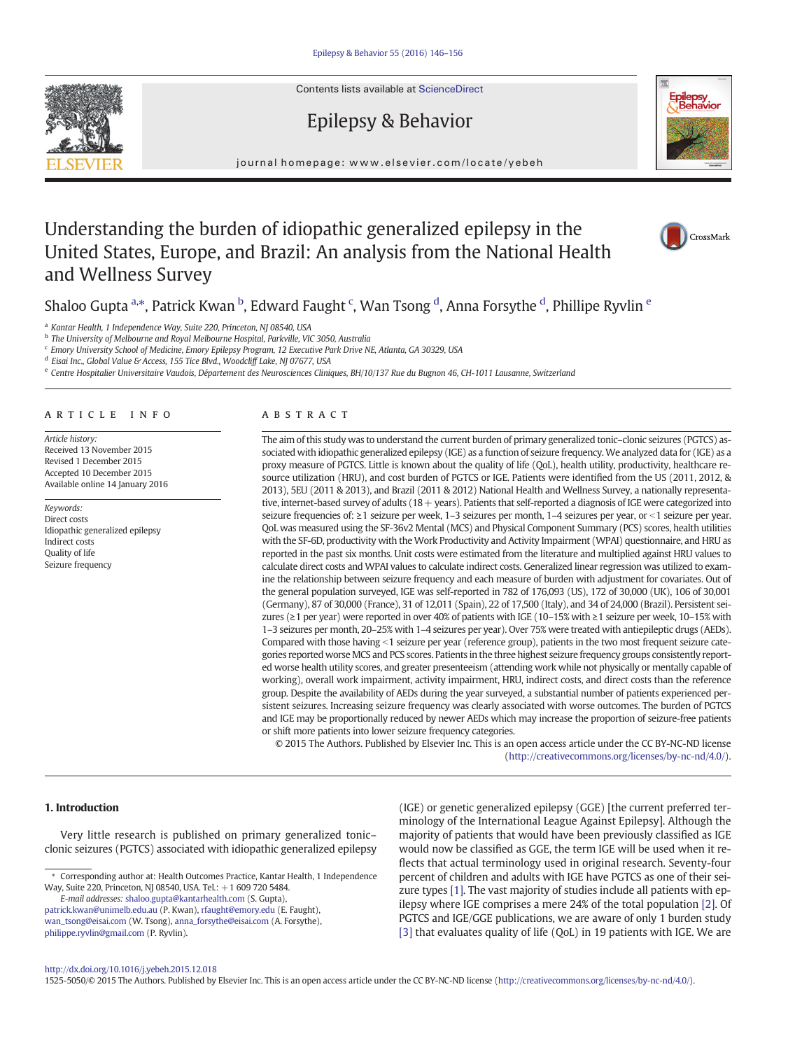Contents lists available at ScienceDirect

# Epilepsy & Behavior

journal homepage: www.elsevier.com/locate/yebeh

# Understanding the burden of idiopathic generalized epilepsy in the United States, Europe, and Brazil: An analysis from the National Health and Wellness Survey

Shaloo Gupta [a,*], Patrick Kwan [b], Edward Faught [c], Wan Tsong [d], Anna Forsythe [d], Phillipe Ryvlin [e]

[a] Kantar Health, 1 Independence Way, Suite 220, Princeton, NJ 08540, USA
[b] The University of Melbourne and Royal Melbourne Hospital, Parkville, VIC 3050, Australia
[c] Emory University School of Medicine, Emory Epilepsy Program, 12 Executive Park Drive NE, Atlanta, GA 30329, USA
[d] Eisai Inc., Global Value & Access, 155 Tice Blvd., Woodcliff Lake, NJ 07677, USA
[e] Centre Hospitalier Universitaire Vaudois, Département des Neurosciences Cliniques, BH/10/137 Rue du Bugnon 46, CH-1011 Lausanne, Switzerland

## ARTICLE INFO

*Article history:*
Received 13 November 2015
Revised 1 December 2015
Accepted 10 December 2015
Available online 14 January 2016

*Keywords:*
Direct costs
Idiopathic generalized epilepsy
Indirect costs
Quality of life
Seizure frequency

## ABSTRACT

The aim of this study was to understand the current burden of primary generalized tonic–clonic seizures (PGTCS) associated with idiopathic generalized epilepsy (IGE) as a function of seizure frequency. We analyzed data for (IGE) as a proxy measure of PGTCS. Little is known about the quality of life (QoL), health utility, productivity, healthcare resource utilization (HRU), and cost burden of PGTCS or IGE. Patients were identified from the US (2011, 2012, & 2013), 5EU (2011 & 2013), and Brazil (2011 & 2012) National Health and Wellness Survey, a nationally representative, internet-based survey of adults (18+ years). Patients that self-reported a diagnosis of IGE were categorized into seizure frequencies of: ≥1 seizure per week, 1–3 seizures per month, 1–4 seizures per year, or <1 seizure per year. QoL was measured using the SF-36v2 Mental (MCS) and Physical Component Summary (PCS) scores, health utilities with the SF-6D, productivity with the Work Productivity and Activity Impairment (WPAI) questionnaire, and HRU as reported in the past six months. Unit costs were estimated from the literature and multiplied against HRU values to calculate direct costs and WPAI values to calculate indirect costs. Generalized linear regression was utilized to examine the relationship between seizure frequency and each measure of burden with adjustment for covariates. Out of the general population surveyed, IGE was self-reported in 782 of 176,093 (US), 172 of 30,000 (UK), 106 of 30,001 (Germany), 87 of 30,000 (France), 31 of 12,011 (Spain), 22 of 17,500 (Italy), and 34 of 24,000 (Brazil). Persistent seizures (≥1 per year) were reported in over 40% of patients with IGE (10–15% with ≥1 seizure per week, 10–15% with 1–3 seizures per month, 20–25% with 1–4 seizures per year). Over 75% were treated with antiepileptic drugs (AEDs). Compared with those having <1 seizure per year (reference group), patients in the two most frequent seizure categories reported worse MCS and PCS scores. Patients in the three highest seizure frequency groups consistently reported worse health utility scores, and greater presenteeism (attending work while not physically or mentally capable of working), overall work impairment, activity impairment, HRU, indirect costs, and direct costs than the reference group. Despite the availability of AEDs during the year surveyed, a substantial number of patients experienced persistent seizures. Increasing seizure frequency was clearly associated with worse outcomes. The burden of PGTCS and IGE may be proportionally reduced by newer AEDs which may increase the proportion of seizure-free patients or shift more patients into lower seizure frequency categories.

© 2015 The Authors. Published by Elsevier Inc. This is an open access article under the CC BY-NC-ND license (http://creativecommons.org/licenses/by-nc-nd/4.0/).

## 1. Introduction

Very little research is published on primary generalized tonic–clonic seizures (PGTCS) associated with idiopathic generalized epilepsy (IGE) or genetic generalized epilepsy (GGE) [the current preferred terminology of the International League Against Epilepsy]. Although the majority of patients that would have been previously classified as IGE would now be classified as GGE, the term IGE will be used when it reflects that actual terminology used in original research. Seventy-four percent of children and adults with IGE have PGTCS as one of their seizure types [1]. The vast majority of studies include all patients with epilepsy where IGE comprises a mere 24% of the total population [2]. Of PGTCS and IGE/GGE publications, we are aware of only 1 burden study [3] that evaluates quality of life (QoL) in 19 patients with IGE. We are

* Corresponding author at: Health Outcomes Practice, Kantar Health, 1 Independence Way, Suite 220, Princeton, NJ 08540, USA. Tel.: +1 609 720 5484.
*E-mail addresses:* shaloo.gupta@kantarhealth.com (S. Gupta), patrick.kwan@unimelb.edu.au (P. Kwan), rfaught@emory.edu (E. Faught), wan_tsong@eisai.com (W. Tsong), anna_forsythe@eisai.com (A. Forsythe), philippe.ryvlin@gmail.com (P. Ryvlin).

http://dx.doi.org/10.1016/j.yebeh.2015.12.018
1525-5050/© 2015 The Authors. Published by Elsevier Inc. This is an open access article under the CC BY-NC-ND license (http://creativecommons.org/licenses/by-nc-nd/4.0/).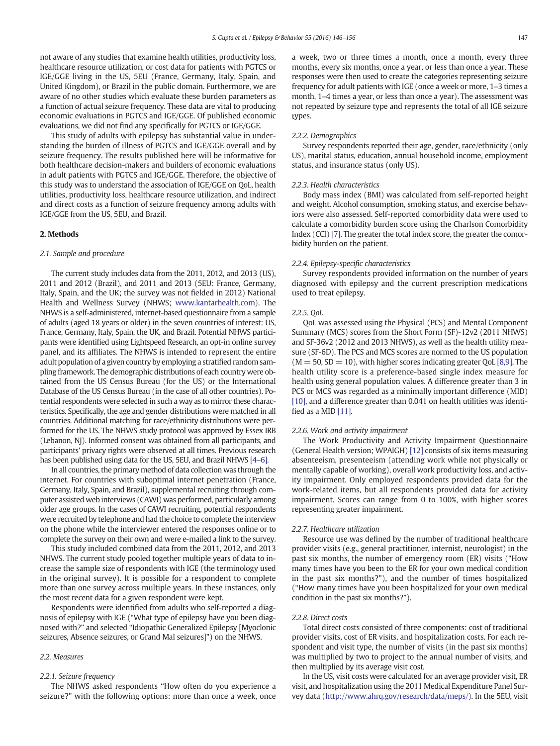not aware of any studies that examine health utilities, productivity loss, healthcare resource utilization, or cost data for patients with PGTCS or IGE/GGE living in the US, 5EU (France, Germany, Italy, Spain, and United Kingdom), or Brazil in the public domain. Furthermore, we are aware of no other studies which evaluate these burden parameters as a function of actual seizure frequency. These data are vital to producing economic evaluations in PGTCS and IGE/GGE. Of published economic evaluations, we did not find any specifically for PGTCS or IGE/GGE.

This study of adults with epilepsy has substantial value in understanding the burden of illness of PGTCS and IGE/GGE overall and by seizure frequency. The results published here will be informative for both healthcare decision-makers and builders of economic evaluations in adult patients with PGTCS and IGE/GGE. Therefore, the objective of this study was to understand the association of IGE/GGE on QoL, health utilities, productivity loss, healthcare resource utilization, and indirect and direct costs as a function of seizure frequency among adults with IGE/GGE from the US, 5EU, and Brazil.

## 2. Methods

### 2.1. Sample and procedure

The current study includes data from the 2011, 2012, and 2013 (US), 2011 and 2012 (Brazil), and 2011 and 2013 (5EU: France, Germany, Italy, Spain, and the UK; the survey was not fielded in 2012) National Health and Wellness Survey (NHWS; www.kantarhealth.com). The NHWS is a self-administered, internet-based questionnaire from a sample of adults (aged 18 years or older) in the seven countries of interest: US, France, Germany, Italy, Spain, the UK, and Brazil. Potential NHWS participants were identified using Lightspeed Research, an opt-in online survey panel, and its affiliates. The NHWS is intended to represent the entire adult population of a given country by employing a stratified random sampling framework. The demographic distributions of each country were obtained from the US Census Bureau (for the US) or the International Database of the US Census Bureau (in the case of all other countries). Potential respondents were selected in such a way as to mirror these characteristics. Specifically, the age and gender distributions were matched in all countries. Additional matching for race/ethnicity distributions were performed for the US. The NHWS study protocol was approved by Essex IRB (Lebanon, NJ). Informed consent was obtained from all participants, and participants' privacy rights were observed at all times. Previous research has been published using data for the US, 5EU, and Brazil NHWS [4–6].

In all countries, the primary method of data collection was through the internet. For countries with suboptimal internet penetration (France, Germany, Italy, Spain, and Brazil), supplemental recruiting through computer assisted web interviews (CAWI) was performed, particularly among older age groups. In the cases of CAWI recruiting, potential respondents were recruited by telephone and had the choice to complete the interview on the phone while the interviewer entered the responses online or to complete the survey on their own and were e-mailed a link to the survey.

This study included combined data from the 2011, 2012, and 2013 NHWS. The current study pooled together multiple years of data to increase the sample size of respondents with IGE (the terminology used in the original survey). It is possible for a respondent to complete more than one survey across multiple years. In these instances, only the most recent data for a given respondent were kept.

Respondents were identified from adults who self-reported a diagnosis of epilepsy with IGE ("What type of epilepsy have you been diagnosed with?" and selected "Idiopathic Generalized Epilepsy [Myoclonic seizures, Absence seizures, or Grand Mal seizures]") on the NHWS.

### 2.2. Measures

#### 2.2.1. Seizure frequency

The NHWS asked respondents "How often do you experience a seizure?" with the following options: more than once a week, once a week, two or three times a month, once a month, every three months, every six months, once a year, or less than once a year. These responses were then used to create the categories representing seizure frequency for adult patients with IGE (once a week or more, 1–3 times a month, 1–4 times a year, or less than once a year). The assessment was not repeated by seizure type and represents the total of all IGE seizure types.

#### 2.2.2. Demographics

Survey respondents reported their age, gender, race/ethnicity (only US), marital status, education, annual household income, employment status, and insurance status (only US).

#### 2.2.3. Health characteristics

Body mass index (BMI) was calculated from self-reported height and weight. Alcohol consumption, smoking status, and exercise behaviors were also assessed. Self-reported comorbidity data were used to calculate a comorbidity burden score using the Charlson Comorbidity Index (CCI) [7]. The greater the total index score, the greater the comorbidity burden on the patient.

#### 2.2.4. Epilepsy-specific characteristics

Survey respondents provided information on the number of years diagnosed with epilepsy and the current prescription medications used to treat epilepsy.

#### 2.2.5. QoL

QoL was assessed using the Physical (PCS) and Mental Component Summary (MCS) scores from the Short Form (SF)-12v2 (2011 NHWS) and SF-36v2 (2012 and 2013 NHWS), as well as the health utility measure (SF-6D). The PCS and MCS scores are normed to the US population ($M = 50$, $SD = 10$), with higher scores indicating greater QoL [8,9]. The health utility score is a preference-based single index measure for health using general population values. A difference greater than 3 in PCS or MCS was regarded as a minimally important difference (MID) [10], and a difference greater than 0.041 on health utilities was identified as a MID [11].

#### 2.2.6. Work and activity impairment

The Work Productivity and Activity Impairment Questionnaire (General Health version; WPAIGH) [12] consists of six items measuring absenteeism, presenteeism (attending work while not physically or mentally capable of working), overall work productivity loss, and activity impairment. Only employed respondents provided data for the work-related items, but all respondents provided data for activity impairment. Scores can range from 0 to 100%, with higher scores representing greater impairment.

#### 2.2.7. Healthcare utilization

Resource use was defined by the number of traditional healthcare provider visits (e.g., general practitioner, internist, neurologist) in the past six months, the number of emergency room (ER) visits ("How many times have you been to the ER for your own medical condition in the past six months?"), and the number of times hospitalized ("How many times have you been hospitalized for your own medical condition in the past six months?").

#### 2.2.8. Direct costs

Total direct costs consisted of three components: cost of traditional provider visits, cost of ER visits, and hospitalization costs. For each respondent and visit type, the number of visits (in the past six months) was multiplied by two to project to the annual number of visits, and then multiplied by its average visit cost.

In the US, visit costs were calculated for an average provider visit, ER visit, and hospitalization using the 2011 Medical Expenditure Panel Survey data (http://www.ahrq.gov/research/data/meps/). In the 5EU, visit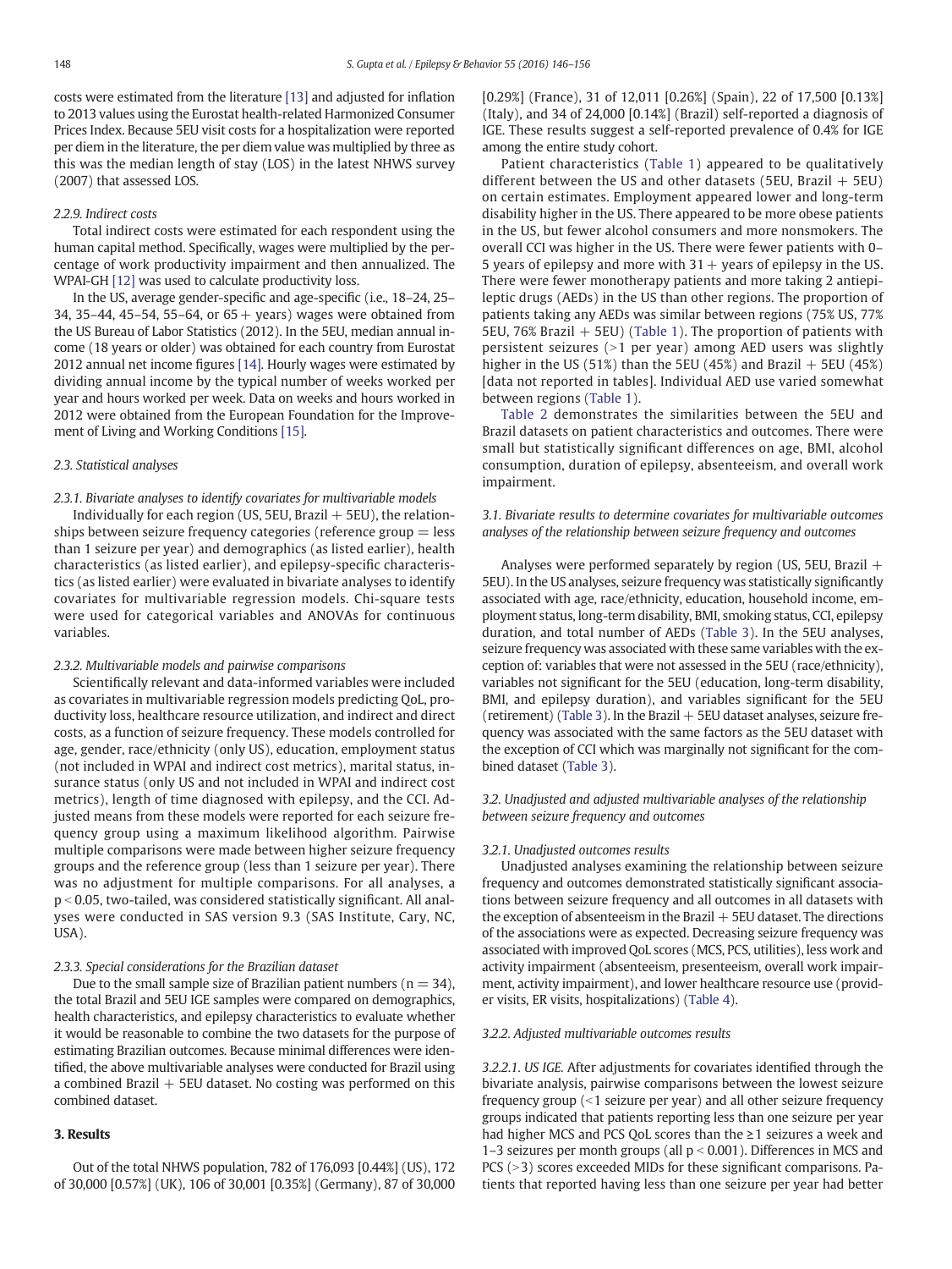costs were estimated from the literature [13] and adjusted for inflation to 2013 values using the Eurostat health-related Harmonized Consumer Prices Index. Because 5EU visit costs for a hospitalization were reported per diem in the literature, the per diem value was multiplied by three as this was the median length of stay (LOS) in the latest NHWS survey (2007) that assessed LOS.

#### 2.2.9. Indirect costs

Total indirect costs were estimated for each respondent using the human capital method. Specifically, wages were multiplied by the percentage of work productivity impairment and then annualized. The WPAI-GH [12] was used to calculate productivity loss.

In the US, average gender-specific and age-specific (i.e., 18–24, 25–34, 35–44, 45–54, 55–64, or 65+ years) wages were obtained from the US Bureau of Labor Statistics (2012). In the 5EU, median annual income (18 years or older) was obtained for each country from Eurostat 2012 annual net income figures [14]. Hourly wages were estimated by dividing annual income by the typical number of weeks worked per year and hours worked per week. Data on weeks and hours worked in 2012 were obtained from the European Foundation for the Improvement of Living and Working Conditions [15].

### 2.3. Statistical analyses

#### 2.3.1. Bivariate analyses to identify covariates for multivariable models

Individually for each region (US, 5EU, Brazil + 5EU), the relationships between seizure frequency categories (reference group = less than 1 seizure per year) and demographics (as listed earlier), health characteristics (as listed earlier), and epilepsy-specific characteristics (as listed earlier) were evaluated in bivariate analyses to identify covariates for multivariable regression models. Chi-square tests were used for categorical variables and ANOVAs for continuous variables.

#### 2.3.2. Multivariable models and pairwise comparisons

Scientifically relevant and data-informed variables were included as covariates in multivariable regression models predicting QoL, productivity loss, healthcare resource utilization, and indirect and direct costs, as a function of seizure frequency. These models controlled for age, gender, race/ethnicity (only US), education, employment status (not included in WPAI and indirect cost metrics), marital status, insurance status (only US and not included in WPAI and indirect cost metrics), length of time diagnosed with epilepsy, and the CCI. Adjusted means from these models were reported for each seizure frequency group using a maximum likelihood algorithm. Pairwise multiple comparisons were made between higher seizure frequency groups and the reference group (less than 1 seizure per year). There was no adjustment for multiple comparisons. For all analyses, a $p < 0.05$, two-tailed, was considered statistically significant. All analyses were conducted in SAS version 9.3 (SAS Institute, Cary, NC, USA).

#### 2.3.3. Special considerations for the Brazilian dataset

Due to the small sample size of Brazilian patient numbers ($n = 34$), the total Brazil and 5EU IGE samples were compared on demographics, health characteristics, and epilepsy characteristics to evaluate whether it would be reasonable to combine the two datasets for the purpose of estimating Brazilian outcomes. Because minimal differences were identified, the above multivariable analyses were conducted for Brazil using a combined Brazil + 5EU dataset. No costing was performed on this combined dataset.

## 3. Results

Out of the total NHWS population, 782 of 176,093 [0.44%] (US), 172 of 30,000 [0.57%] (UK), 106 of 30,001 [0.35%] (Germany), 87 of 30,000 [0.29%] (France), 31 of 12,011 [0.26%] (Spain), 22 of 17,500 [0.13%] (Italy), and 34 of 24,000 [0.14%] (Brazil) self-reported a diagnosis of IGE. These results suggest a self-reported prevalence of 0.4% for IGE among the entire study cohort.

Patient characteristics (Table 1) appeared to be qualitatively different between the US and other datasets (5EU, Brazil + 5EU) on certain estimates. Employment appeared lower and long-term disability higher in the US. There appeared to be more obese patients in the US, but fewer alcohol consumers and more nonsmokers. The overall CCI was higher in the US. There were fewer patients with 0–5 years of epilepsy and more with 31+ years of epilepsy in the US. There were fewer monotherapy patients and more taking 2 antiepileptic drugs (AEDs) in the US than other regions. The proportion of patients taking any AEDs was similar between regions (75% US, 77% 5EU, 76% Brazil + 5EU) (Table 1). The proportion of patients with persistent seizures (>1 per year) among AED users was slightly higher in the US (51%) than the 5EU (45%) and Brazil + 5EU (45%) [data not reported in tables]. Individual AED use varied somewhat between regions (Table 1).

Table 2 demonstrates the similarities between the 5EU and Brazil datasets on patient characteristics and outcomes. There were small but statistically significant differences on age, BMI, alcohol consumption, duration of epilepsy, absenteeism, and overall work impairment.

### 3.1. Bivariate results to determine covariates for multivariable outcomes analyses of the relationship between seizure frequency and outcomes

Analyses were performed separately by region (US, 5EU, Brazil + 5EU). In the US analyses, seizure frequency was statistically significantly associated with age, race/ethnicity, education, household income, employment status, long-term disability, BMI, smoking status, CCI, epilepsy duration, and total number of AEDs (Table 3). In the 5EU analyses, seizure frequency was associated with these same variables with the exception of: variables that were not assessed in the 5EU (race/ethnicity), variables not significant for the 5EU (education, long-term disability, BMI, and epilepsy duration), and variables significant for the 5EU (retirement) (Table 3). In the Brazil + 5EU dataset analyses, seizure frequency was associated with the same factors as the 5EU dataset with the exception of CCI which was marginally not significant for the combined dataset (Table 3).

### 3.2. Unadjusted and adjusted multivariable analyses of the relationship between seizure frequency and outcomes

#### 3.2.1. Unadjusted outcomes results

Unadjusted analyses examining the relationship between seizure frequency and outcomes demonstrated statistically significant associations between seizure frequency and all outcomes in all datasets with the exception of absenteeism in the Brazil + 5EU dataset. The directions of the associations were as expected. Decreasing seizure frequency was associated with improved QoL scores (MCS, PCS, utilities), less work and activity impairment (absenteeism, presenteeism, overall work impairment, activity impairment), and lower healthcare resource use (provider visits, ER visits, hospitalizations) (Table 4).

#### 3.2.2. Adjusted multivariable outcomes results

*3.2.2.1. US IGE.* After adjustments for covariates identified through the bivariate analysis, pairwise comparisons between the lowest seizure frequency group (<1 seizure per year) and all other seizure frequency groups indicated that patients reporting less than one seizure per year had higher MCS and PCS QoL scores than the ≥1 seizures a week and 1–3 seizures per month groups (all $p < 0.001$). Differences in MCS and PCS (>3) scores exceeded MIDs for these significant comparisons. Patients that reported having less than one seizure per year had better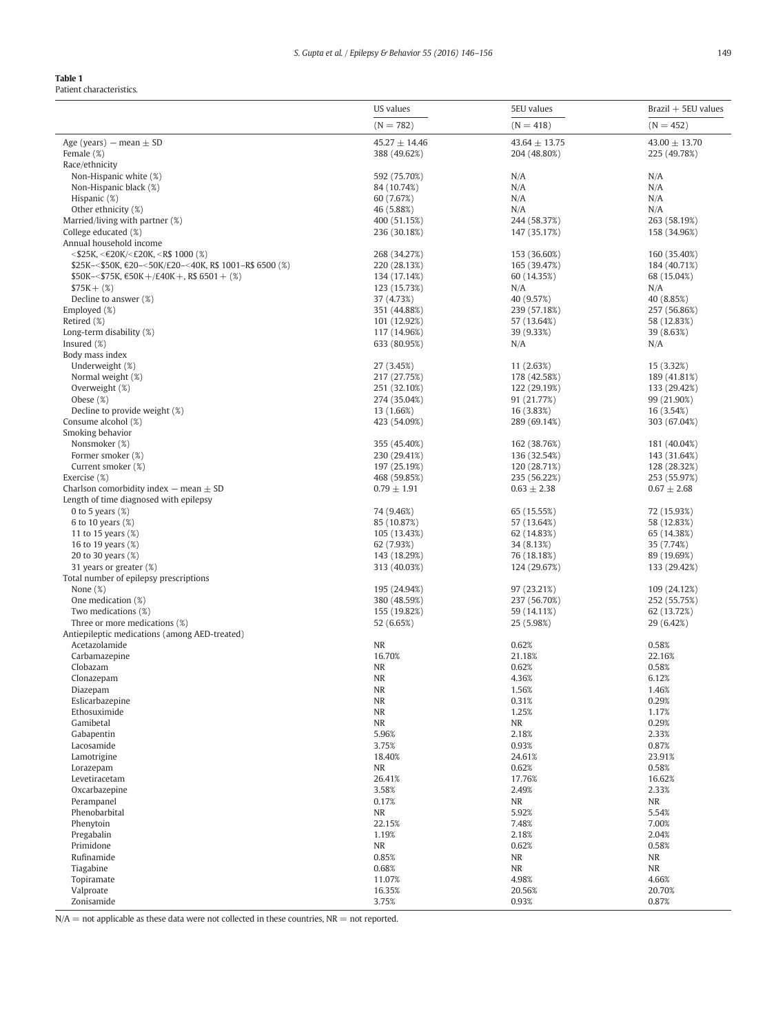**Table 1**
Patient characteristics.

| | US values | 5EU values | Brazil + 5EU values |
|---|---|---|---|
| | (N = 782) | (N = 418) | (N = 452) |
| Age (years) − mean ± SD | 45.27 ± 14.46 | 43.64 ± 13.75 | 43.00 ± 13.70 |
| Female (%) | 388 (49.62%) | 204 (48.80%) | 225 (49.78%) |
| Race/ethnicity | | | |
| Non-Hispanic white (%) | 592 (75.70%) | N/A | N/A |
| Non-Hispanic black (%) | 84 (10.74%) | N/A | N/A |
| Hispanic (%) | 60 (7.67%) | N/A | N/A |
| Other ethnicity (%) | 46 (5.88%) | N/A | N/A |
| Married/living with partner (%) | 400 (51.15%) | 244 (58.37%) | 263 (58.19%) |
| College educated (%) | 236 (30.18%) | 147 (35.17%) | 158 (34.96%) |
| Annual household income | | | |
| <\$25K, <€20K/<£20K, <R\$ 1000 (%) | 268 (34.27%) | 153 (36.60%) | 160 (35.40%) |
| \$25K–<\$50K, €20–<50K/£20–<40K, R\$ 1001–R\$ 6500 (%) | 220 (28.13%) | 165 (39.47%) | 184 (40.71%) |
| \$50K–<\$75K, €50K+/£40K+, R\$ 6501+ (%) | 134 (17.14%) | 60 (14.35%) | 68 (15.04%) |
| \$75K+ (%) | 123 (15.73%) | N/A | N/A |
| Decline to answer (%) | 37 (4.73%) | 40 (9.57%) | 40 (8.85%) |
| Employed (%) | 351 (44.88%) | 239 (57.18%) | 257 (56.86%) |
| Retired (%) | 101 (12.92%) | 57 (13.64%) | 58 (12.83%) |
| Long-term disability (%) | 117 (14.96%) | 39 (9.33%) | 39 (8.63%) |
| Insured (%) | 633 (80.95%) | N/A | N/A |
| Body mass index | | | |
| Underweight (%) | 27 (3.45%) | 11 (2.63%) | 15 (3.32%) |
| Normal weight (%) | 217 (27.75%) | 178 (42.58%) | 189 (41.81%) |
| Overweight (%) | 251 (32.10%) | 122 (29.19%) | 133 (29.42%) |
| Obese (%) | 274 (35.04%) | 91 (21.77%) | 99 (21.90%) |
| Decline to provide weight (%) | 13 (1.66%) | 16 (3.83%) | 16 (3.54%) |
| Consume alcohol (%) | 423 (54.09%) | 289 (69.14%) | 303 (67.04%) |
| Smoking behavior | | | |
| Nonsmoker (%) | 355 (45.40%) | 162 (38.76%) | 181 (40.04%) |
| Former smoker (%) | 230 (29.41%) | 136 (32.54%) | 143 (31.64%) |
| Current smoker (%) | 197 (25.19%) | 120 (28.71%) | 128 (28.32%) |
| Exercise (%) | 468 (59.85%) | 235 (56.22%) | 253 (55.97%) |
| Charlson comorbidity index − mean ± SD | 0.79 ± 1.91 | 0.63 ± 2.38 | 0.67 ± 2.68 |
| Length of time diagnosed with epilepsy | | | |
| 0 to 5 years (%) | 74 (9.46%) | 65 (15.55%) | 72 (15.93%) |
| 6 to 10 years (%) | 85 (10.87%) | 57 (13.64%) | 58 (12.83%) |
| 11 to 15 years (%) | 105 (13.43%) | 62 (14.83%) | 65 (14.38%) |
| 16 to 19 years (%) | 62 (7.93%) | 34 (8.13%) | 35 (7.74%) |
| 20 to 30 years (%) | 143 (18.29%) | 76 (18.18%) | 89 (19.69%) |
| 31 years or greater (%) | 313 (40.03%) | 124 (29.67%) | 133 (29.42%) |
| Total number of epilepsy prescriptions | | | |
| None (%) | 195 (24.94%) | 97 (23.21%) | 109 (24.12%) |
| One medication (%) | 380 (48.59%) | 237 (56.70%) | 252 (55.75%) |
| Two medications (%) | 155 (19.82%) | 59 (14.11%) | 62 (13.72%) |
| Three or more medications (%) | 52 (6.65%) | 25 (5.98%) | 29 (6.42%) |
| Antiepileptic medications (among AED-treated) | | | |
| Acetazolamide | NR | 0.62% | 0.58% |
| Carbamazepine | 16.70% | 21.18% | 22.16% |
| Clobazam | NR | 0.62% | 0.58% |
| Clonazepam | NR | 4.36% | 6.12% |
| Diazepam | NR | 1.56% | 1.46% |
| Eslicarbazepine | NR | 0.31% | 0.29% |
| Ethosuximide | NR | 1.25% | 1.17% |
| Gamibetal | NR | NR | 0.29% |
| Gabapentin | 5.96% | 2.18% | 2.33% |
| Lacosamide | 3.75% | 0.93% | 0.87% |
| Lamotrigine | 18.40% | 24.61% | 23.91% |
| Lorazepam | NR | 0.62% | 0.58% |
| Levetiracetam | 26.41% | 17.76% | 16.62% |
| Oxcarbazepine | 3.58% | 2.49% | 2.33% |
| Perampanel | 0.17% | NR | NR |
| Phenobarbital | NR | 5.92% | 5.54% |
| Phenytoin | 22.15% | 7.48% | 7.00% |
| Pregabalin | 1.19% | 2.18% | 2.04% |
| Primidone | NR | 0.62% | 0.58% |
| Rufinamide | 0.85% | NR | NR |
| Tiagabine | 0.68% | NR | NR |
| Topiramate | 11.07% | 4.98% | 4.66% |
| Valproate | 16.35% | 20.56% | 20.70% |
| Zonisamide | 3.75% | 0.93% | 0.87% |

N/A = not applicable as these data were not collected in these countries, NR = not reported.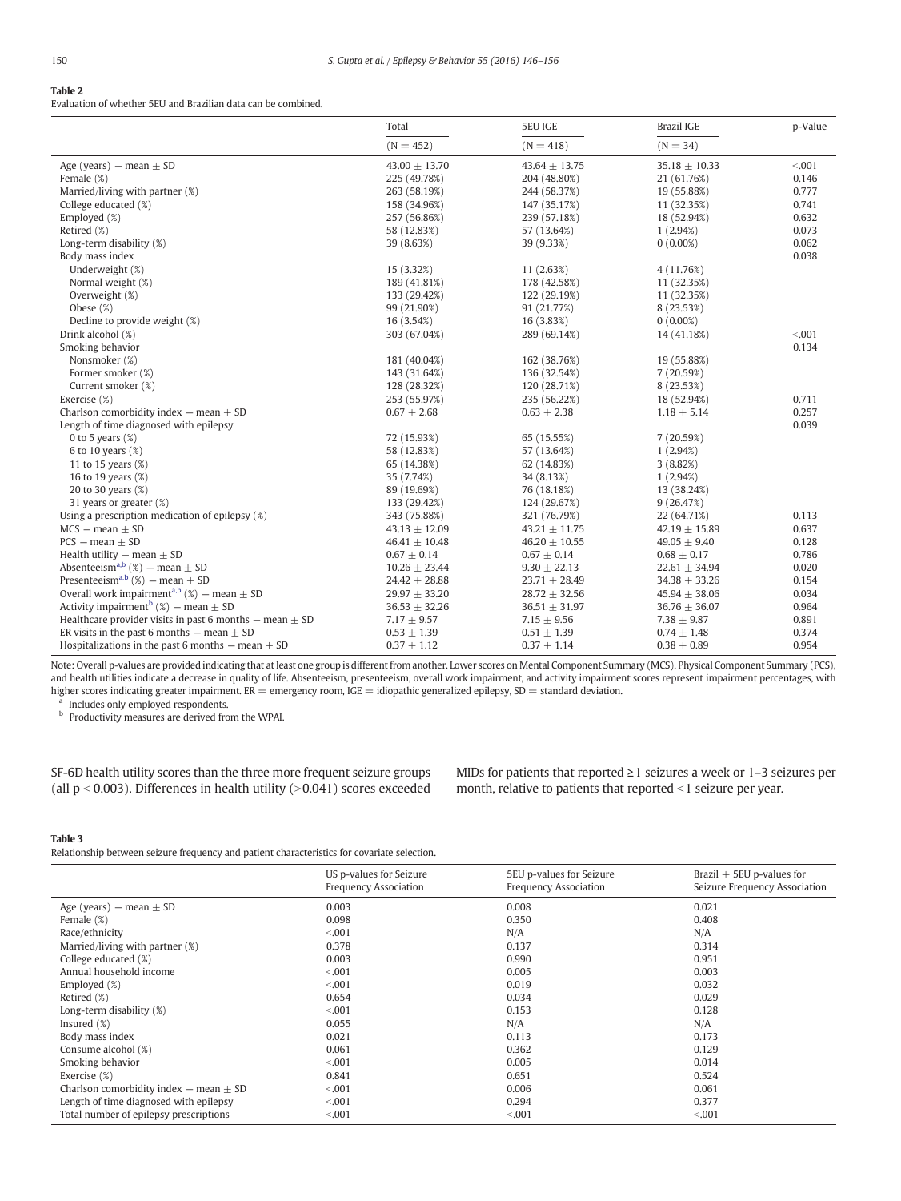**Table 2**
Evaluation of whether 5EU and Brazilian data can be combined.

| | Total | 5EU IGE | Brazil IGE | p-Value |
|---|---|---|---|---|
| | (N = 452) | (N = 418) | (N = 34) | |
| Age (years) — mean ± SD | 43.00 ± 13.70 | 43.64 ± 13.75 | 35.18 ± 10.33 | <.001 |
| Female (%) | 225 (49.78%) | 204 (48.80%) | 21 (61.76%) | 0.146 |
| Married/living with partner (%) | 263 (58.19%) | 244 (58.37%) | 19 (55.88%) | 0.777 |
| College educated (%) | 158 (34.96%) | 147 (35.17%) | 11 (32.35%) | 0.741 |
| Employed (%) | 257 (56.86%) | 239 (57.18%) | 18 (52.94%) | 0.632 |
| Retired (%) | 58 (12.83%) | 57 (13.64%) | 1 (2.94%) | 0.073 |
| Long-term disability (%) | 39 (8.63%) | 39 (9.33%) | 0 (0.00%) | 0.062 |
| Body mass index | | | | 0.038 |
| Underweight (%) | 15 (3.32%) | 11 (2.63%) | 4 (11.76%) | |
| Normal weight (%) | 189 (41.81%) | 178 (42.58%) | 11 (32.35%) | |
| Overweight (%) | 133 (29.42%) | 122 (29.19%) | 11 (32.35%) | |
| Obese (%) | 99 (21.90%) | 91 (21.77%) | 8 (23.53%) | |
| Decline to provide weight (%) | 16 (3.54%) | 16 (3.83%) | 0 (0.00%) | |
| Drink alcohol (%) | 303 (67.04%) | 289 (69.14%) | 14 (41.18%) | <.001 |
| Smoking behavior | | | | 0.134 |
| Nonsmoker (%) | 181 (40.04%) | 162 (38.76%) | 19 (55.88%) | |
| Former smoker (%) | 143 (31.64%) | 136 (32.54%) | 7 (20.59%) | |
| Current smoker (%) | 128 (28.32%) | 120 (28.71%) | 8 (23.53%) | |
| Exercise (%) | 253 (55.97%) | 235 (56.22%) | 18 (52.94%) | 0.711 |
| Charlson comorbidity index — mean ± SD | 0.67 ± 2.68 | 0.63 ± 2.38 | 1.18 ± 5.14 | 0.257 |
| Length of time diagnosed with epilepsy | | | | 0.039 |
| 0 to 5 years (%) | 72 (15.93%) | 65 (15.55%) | 7 (20.59%) | |
| 6 to 10 years (%) | 58 (12.83%) | 57 (13.64%) | 1 (2.94%) | |
| 11 to 15 years (%) | 65 (14.38%) | 62 (14.83%) | 3 (8.82%) | |
| 16 to 19 years (%) | 35 (7.74%) | 34 (8.13%) | 1 (2.94%) | |
| 20 to 30 years (%) | 89 (19.69%) | 76 (18.18%) | 13 (38.24%) | |
| 31 years or greater (%) | 133 (29.42%) | 124 (29.67%) | 9 (26.47%) | |
| Using a prescription medication of epilepsy (%) | 343 (75.88%) | 321 (76.79%) | 22 (64.71%) | 0.113 |
| MCS — mean ± SD | 43.13 ± 12.09 | 43.21 ± 11.75 | 42.19 ± 15.89 | 0.637 |
| PCS — mean ± SD | 46.41 ± 10.48 | 46.20 ± 10.55 | 49.05 ± 9.40 | 0.128 |
| Health utility — mean ± SD | 0.67 ± 0.14 | 0.67 ± 0.14 | 0.68 ± 0.17 | 0.786 |
| Absenteeism[a,b] (%) — mean ± SD | 10.26 ± 23.44 | 9.30 ± 22.13 | 22.61 ± 34.94 | 0.020 |
| Presenteeism[a,b] (%) — mean ± SD | 24.42 ± 28.88 | 23.71 ± 28.49 | 34.38 ± 33.26 | 0.154 |
| Overall work impairment[a,b] (%) — mean ± SD | 29.97 ± 33.20 | 28.72 ± 32.56 | 45.94 ± 38.06 | 0.034 |
| Activity impairment[b] (%) — mean ± SD | 36.53 ± 32.26 | 36.51 ± 31.97 | 36.76 ± 36.07 | 0.964 |
| Healthcare provider visits in past 6 months — mean ± SD | 7.17 ± 9.57 | 7.15 ± 9.56 | 7.38 ± 9.87 | 0.891 |
| ER visits in the past 6 months — mean ± SD | 0.53 ± 1.39 | 0.51 ± 1.39 | 0.74 ± 1.48 | 0.374 |
| Hospitalizations in the past 6 months — mean ± SD | 0.37 ± 1.12 | 0.37 ± 1.14 | 0.38 ± 0.89 | 0.954 |

Note: Overall p-values are provided indicating that at least one group is different from another. Lower scores on Mental Component Summary (MCS), Physical Component Summary (PCS), and health utilities indicate a decrease in quality of life. Absenteeism, presenteeism, overall work impairment, and activity impairment scores represent impairment percentages, with higher scores indicating greater impairment. ER = emergency room, IGE = idiopathic generalized epilepsy, SD = standard deviation.

[a] Includes only employed respondents.

[b] Productivity measures are derived from the WPAI.

SF-6D health utility scores than the three more frequent seizure groups (all $p < 0.003$). Differences in health utility (>0.041) scores exceeded MIDs for patients that reported ≥1 seizures a week or 1–3 seizures per month, relative to patients that reported <1 seizure per year.

**Table 3**
Relationship between seizure frequency and patient characteristics for covariate selection.

| | US p-values for Seizure Frequency Association | 5EU p-values for Seizure Frequency Association | Brazil + 5EU p-values for Seizure Frequency Association |
|---|---|---|---|
| Age (years) — mean ± SD | 0.003 | 0.008 | 0.021 |
| Female (%) | 0.098 | 0.350 | 0.408 |
| Race/ethnicity | <.001 | N/A | N/A |
| Married/living with partner (%) | 0.378 | 0.137 | 0.314 |
| College educated (%) | 0.003 | 0.990 | 0.951 |
| Annual household income | <.001 | 0.005 | 0.003 |
| Employed (%) | <.001 | 0.019 | 0.032 |
| Retired (%) | 0.654 | 0.034 | 0.029 |
| Long-term disability (%) | <.001 | 0.153 | 0.128 |
| Insured (%) | 0.055 | N/A | N/A |
| Body mass index | 0.021 | 0.113 | 0.173 |
| Consume alcohol (%) | 0.061 | 0.362 | 0.129 |
| Smoking behavior | <.001 | 0.005 | 0.014 |
| Exercise (%) | 0.841 | 0.651 | 0.524 |
| Charlson comorbidity index — mean ± SD | <.001 | 0.006 | 0.061 |
| Length of time diagnosed with epilepsy | <.001 | 0.294 | 0.377 |
| Total number of epilepsy prescriptions | <.001 | <.001 | <.001 |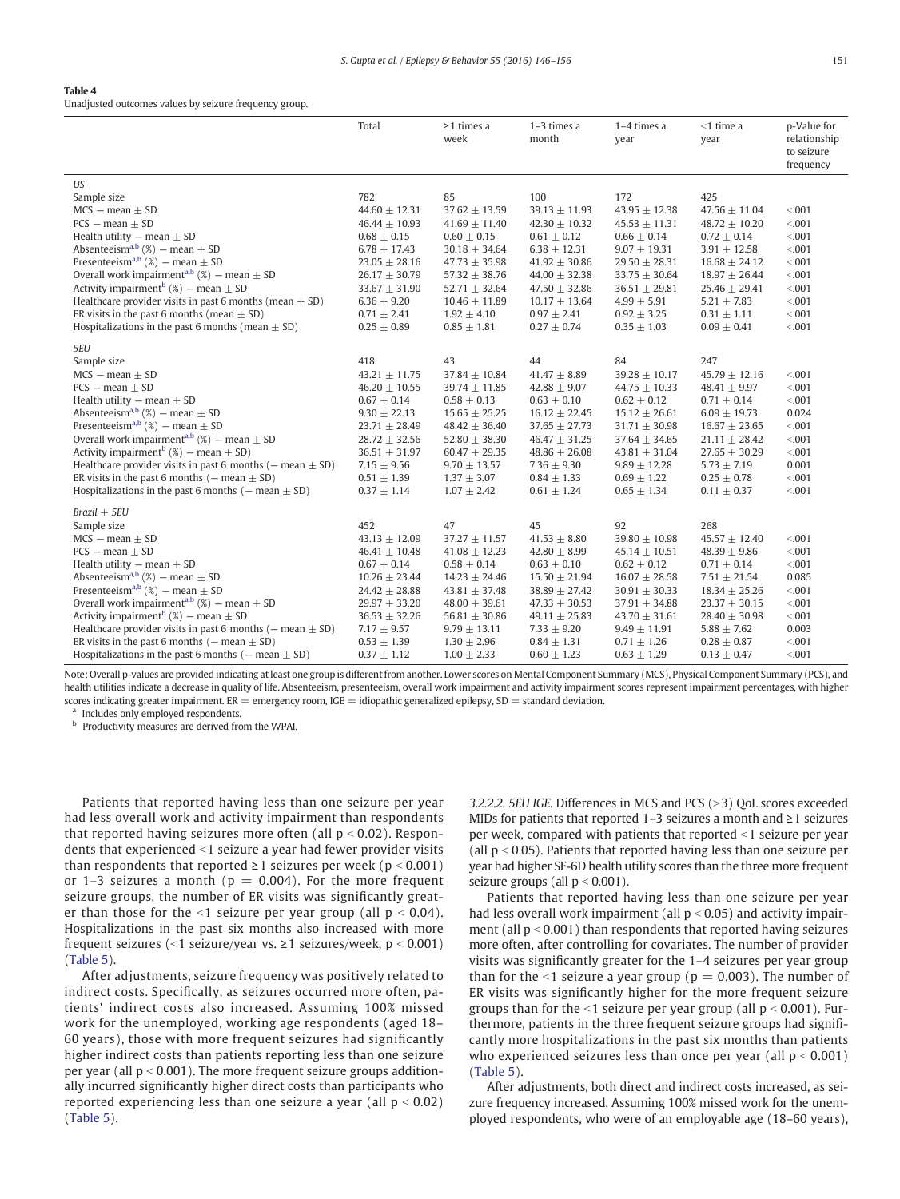**Table 4**
Unadjusted outcomes values by seizure frequency group.

| | Total | ≥1 times a week | 1–3 times a month | 1–4 times a year | <1 time a year | p-Value for relationship to seizure frequency |
|---|---|---|---|---|---|---|
| *US* | | | | | | |
| Sample size | 782 | 85 | 100 | 172 | 425 | |
| MCS − mean ± SD | 44.60 ± 12.31 | 37.62 ± 13.59 | 39.13 ± 11.93 | 43.95 ± 12.38 | 47.56 ± 11.04 | <.001 |
| PCS − mean ± SD | 46.44 ± 10.93 | 41.69 ± 11.40 | 42.30 ± 10.32 | 45.53 ± 11.31 | 48.72 ± 10.20 | <.001 |
| Health utility − mean ± SD | 0.68 ± 0.15 | 0.60 ± 0.15 | 0.61 ± 0.12 | 0.66 ± 0.14 | 0.72 ± 0.14 | <.001 |
| Absenteeism[a,b] (%) − mean ± SD | 6.78 ± 17.43 | 30.18 ± 34.64 | 6.38 ± 12.31 | 9.07 ± 19.31 | 3.91 ± 12.58 | <.001 |
| Presenteeism[a,b] (%) − mean ± SD | 23.05 ± 28.16 | 47.73 ± 35.98 | 41.92 ± 30.86 | 29.50 ± 28.31 | 16.68 ± 24.12 | <.001 |
| Overall work impairment[a,b] (%) − mean ± SD | 26.17 ± 30.79 | 57.32 ± 38.76 | 44.00 ± 32.38 | 33.75 ± 30.64 | 18.97 ± 26.44 | <.001 |
| Activity impairment[b] (%) − mean ± SD | 33.67 ± 31.90 | 52.71 ± 32.64 | 47.50 ± 32.86 | 36.51 ± 29.81 | 25.46 ± 29.41 | <.001 |
| Healthcare provider visits in past 6 months (mean ± SD) | 6.36 ± 9.20 | 10.46 ± 11.89 | 10.17 ± 13.64 | 4.99 ± 5.91 | 5.21 ± 7.83 | <.001 |
| ER visits in the past 6 months (mean ± SD) | 0.71 ± 2.41 | 1.92 ± 4.10 | 0.97 ± 2.41 | 0.92 ± 3.25 | 0.31 ± 1.11 | <.001 |
| Hospitalizations in the past 6 months (mean ± SD) | 0.25 ± 0.89 | 0.85 ± 1.81 | 0.27 ± 0.74 | 0.35 ± 1.03 | 0.09 ± 0.41 | <.001 |
| *5EU* | | | | | | |
| Sample size | 418 | 43 | 44 | 84 | 247 | |
| MCS − mean ± SD | 43.21 ± 11.75 | 37.84 ± 10.84 | 41.47 ± 8.89 | 39.28 ± 10.17 | 45.79 ± 12.16 | <.001 |
| PCS − mean ± SD | 46.20 ± 10.55 | 39.74 ± 11.85 | 42.88 ± 9.07 | 44.75 ± 10.33 | 48.41 ± 9.97 | <.001 |
| Health utility − mean ± SD | 0.67 ± 0.14 | 0.58 ± 0.13 | 0.63 ± 0.10 | 0.62 ± 0.12 | 0.71 ± 0.14 | <.001 |
| Absenteeism[a,b] (%) − mean ± SD | 9.30 ± 22.13 | 15.65 ± 25.25 | 16.12 ± 22.45 | 15.12 ± 26.61 | 6.09 ± 19.73 | 0.024 |
| Presenteeism[a,b] (%) − mean ± SD | 23.71 ± 28.49 | 48.42 ± 36.40 | 37.65 ± 27.73 | 31.71 ± 30.98 | 16.67 ± 23.65 | <.001 |
| Overall work impairment[a,b] (%) − mean ± SD | 28.72 ± 32.56 | 52.80 ± 38.30 | 46.47 ± 31.25 | 37.64 ± 34.65 | 21.11 ± 28.42 | <.001 |
| Activity impairment[b] (%) − mean ± SD | 36.51 ± 31.97 | 60.47 ± 29.35 | 48.86 ± 26.08 | 43.81 ± 31.04 | 27.65 ± 30.29 | <.001 |
| Healthcare provider visits in past 6 months (− mean ± SD) | 7.15 ± 9.56 | 9.70 ± 13.57 | 7.36 ± 9.30 | 9.89 ± 12.28 | 5.73 ± 7.19 | 0.001 |
| ER visits in the past 6 months (− mean ± SD) | 0.51 ± 1.39 | 1.37 ± 3.07 | 0.84 ± 1.33 | 0.69 ± 1.22 | 0.25 ± 0.78 | <.001 |
| Hospitalizations in the past 6 months (− mean ± SD) | 0.37 ± 1.14 | 1.07 ± 2.42 | 0.61 ± 1.24 | 0.65 ± 1.34 | 0.11 ± 0.37 | <.001 |
| *Brazil + 5EU* | | | | | | |
| Sample size | 452 | 47 | 45 | 92 | 268 | |
| MCS − mean ± SD | 43.13 ± 12.09 | 37.27 ± 11.57 | 41.53 ± 8.80 | 39.80 ± 10.98 | 45.57 ± 12.40 | <.001 |
| PCS − mean ± SD | 46.41 ± 10.48 | 41.08 ± 12.23 | 42.80 ± 8.99 | 45.14 ± 10.51 | 48.39 ± 9.86 | <.001 |
| Health utility − mean ± SD | 0.67 ± 0.14 | 0.58 ± 0.14 | 0.63 ± 0.10 | 0.62 ± 0.12 | 0.71 ± 0.14 | <.001 |
| Absenteeism[a,b] (%) − mean ± SD | 10.26 ± 23.44 | 14.23 ± 24.46 | 15.50 ± 21.94 | 16.07 ± 28.58 | 7.51 ± 21.54 | 0.085 |
| Presenteeism[a,b] (%) − mean ± SD | 24.42 ± 28.88 | 43.81 ± 37.48 | 38.89 ± 27.42 | 30.91 ± 30.33 | 18.34 ± 25.26 | <.001 |
| Overall work impairment[a,b] (%) − mean ± SD | 29.97 ± 33.20 | 48.00 ± 39.61 | 47.33 ± 30.53 | 37.91 ± 34.88 | 23.37 ± 30.15 | <.001 |
| Activity impairment[b] (%) − mean ± SD | 36.53 ± 32.26 | 56.81 ± 30.86 | 49.11 ± 25.83 | 43.70 ± 31.61 | 28.40 ± 30.98 | <.001 |
| Healthcare provider visits in past 6 months (− mean ± SD) | 7.17 ± 9.57 | 9.79 ± 13.11 | 7.33 ± 9.20 | 9.49 ± 11.91 | 5.88 ± 7.62 | 0.003 |
| ER visits in the past 6 months (− mean ± SD) | 0.53 ± 1.39 | 1.30 ± 2.96 | 0.84 ± 1.31 | 0.71 ± 1.26 | 0.28 ± 0.87 | <.001 |
| Hospitalizations in the past 6 months (− mean ± SD) | 0.37 ± 1.12 | 1.00 ± 2.33 | 0.60 ± 1.23 | 0.63 ± 1.29 | 0.13 ± 0.47 | <.001 |

Note: Overall p-values are provided indicating at least one group is different from another. Lower scores on Mental Component Summary (MCS), Physical Component Summary (PCS), and health utilities indicate a decrease in quality of life. Absenteeism, presenteeism, overall work impairment and activity impairment scores represent impairment percentages, with higher scores indicating greater impairment. ER = emergency room, IGE = idiopathic generalized epilepsy, SD = standard deviation.

[a] Includes only employed respondents.

[b] Productivity measures are derived from the WPAI.

Patients that reported having less than one seizure per year had less overall work and activity impairment than respondents that reported having seizures more often (all $p < 0.02$). Respondents that experienced <1 seizure a year had fewer provider visits than respondents that reported ≥1 seizures per week ($p < 0.001$) or 1–3 seizures a month ($p = 0.004$). For the more frequent seizure groups, the number of ER visits was significantly greater than those for the <1 seizure per year group (all $p < 0.04$). Hospitalizations in the past six months also increased with more frequent seizures (<1 seizure/year vs. ≥1 seizures/week, $p < 0.001$) (Table 5).

After adjustments, seizure frequency was positively related to indirect costs. Specifically, as seizures occurred more often, patients' indirect costs also increased. Assuming 100% missed work for the unemployed, working age respondents (aged 18–60 years), those with more frequent seizures had significantly higher indirect costs than patients reporting less than one seizure per year (all $p < 0.001$). The more frequent seizure groups additionally incurred significantly higher direct costs than participants who reported experiencing less than one seizure a year (all $p < 0.02$) (Table 5).

*3.2.2.2. 5EU IGE.* Differences in MCS and PCS (>3) QoL scores exceeded MIDs for patients that reported 1–3 seizures a month and ≥1 seizures per week, compared with patients that reported <1 seizure per year (all $p < 0.05$). Patients that reported having less than one seizure per year had higher SF-6D health utility scores than the three more frequent seizure groups (all $p < 0.001$).

Patients that reported having less than one seizure per year had less overall work impairment (all $p < 0.05$) and activity impairment (all $p < 0.001$) than respondents that reported having seizures more often, after controlling for covariates. The number of provider visits was significantly greater for the 1–4 seizures per year group than for the <1 seizure a year group ($p = 0.003$). The number of ER visits was significantly higher for the more frequent seizure groups than for the <1 seizure per year group (all $p < 0.001$). Furthermore, patients in the three frequent seizure groups had significantly more hospitalizations in the past six months than patients who experienced seizures less than once per year (all $p < 0.001$) (Table 5).

After adjustments, both direct and indirect costs increased, as seizure frequency increased. Assuming 100% missed work for the unemployed respondents, who were of an employable age (18–60 years),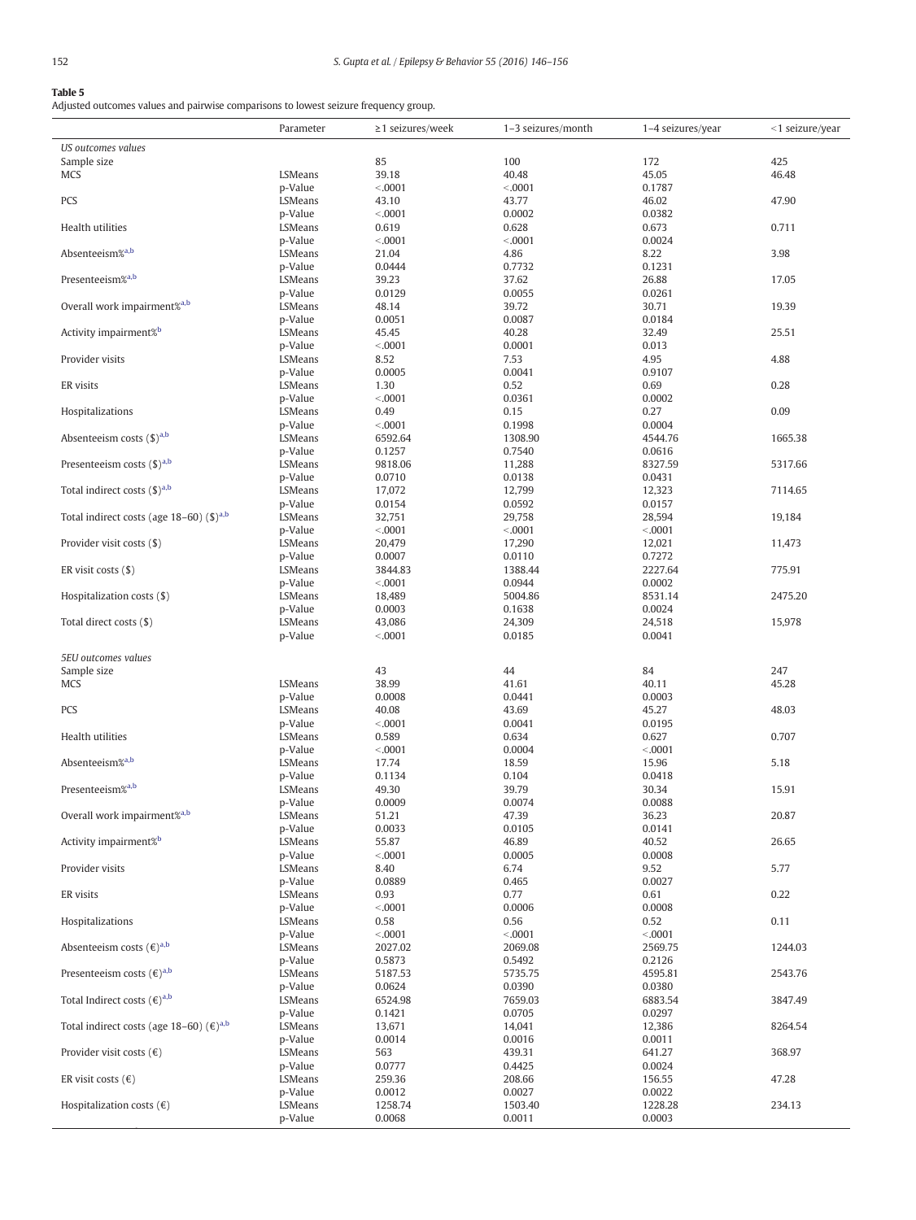**Table 5**
Adjusted outcomes values and pairwise comparisons to lowest seizure frequency group.

| | Parameter | ≥1 seizures/week | 1–3 seizures/month | 1–4 seizures/year | <1 seizure/year |
|---|---|---|---|---|---|
| *US outcomes values* | | | | | |
| Sample size | | 85 | 100 | 172 | 425 |
| MCS | LSMeans | 39.18 | 40.48 | 45.05 | 46.48 |
| | p-Value | <.0001 | <.0001 | 0.1787 | |
| PCS | LSMeans | 43.10 | 43.77 | 46.02 | 47.90 |
| | p-Value | <.0001 | 0.0002 | 0.0382 | |
| Health utilities | LSMeans | 0.619 | 0.628 | 0.673 | 0.711 |
| | p-Value | <.0001 | <.0001 | 0.0024 | |
| Absenteeism%[a,b] | LSMeans | 21.04 | 4.86 | 8.22 | 3.98 |
| | p-Value | 0.0444 | 0.7732 | 0.1231 | |
| Presenteeism%[a,b] | LSMeans | 39.23 | 37.62 | 26.88 | 17.05 |
| | p-Value | 0.0129 | 0.0055 | 0.0261 | |
| Overall work impairment%[a,b] | LSMeans | 48.14 | 39.72 | 30.71 | 19.39 |
| | p-Value | 0.0051 | 0.0087 | 0.0184 | |
| Activity impairment%[b] | LSMeans | 45.45 | 40.28 | 32.49 | 25.51 |
| | p-Value | <.0001 | 0.0001 | 0.013 | |
| Provider visits | LSMeans | 8.52 | 7.53 | 4.95 | 4.88 |
| | p-Value | 0.0005 | 0.0041 | 0.9107 | |
| ER visits | LSMeans | 1.30 | 0.52 | 0.69 | 0.28 |
| | p-Value | <.0001 | 0.0361 | 0.0002 | |
| Hospitalizations | LSMeans | 0.49 | 0.15 | 0.27 | 0.09 |
| | p-Value | <.0001 | 0.1998 | 0.0004 | |
| Absenteeism costs ($)[a,b] | LSMeans | 6592.64 | 1308.90 | 4544.76 | 1665.38 |
| | p-Value | 0.1257 | 0.7540 | 0.0616 | |
| Presenteeism costs ($)[a,b] | LSMeans | 9818.06 | 11,288 | 8327.59 | 5317.66 |
| | p-Value | 0.0710 | 0.0138 | 0.0431 | |
| Total indirect costs ($)[a,b] | LSMeans | 17,072 | 12,799 | 12,323 | 7114.65 |
| | p-Value | 0.0154 | 0.0592 | 0.0157 | |
| Total indirect costs (age 18–60) ($)[a,b] | LSMeans | 32,751 | 29,758 | 28,594 | 19,184 |
| | p-Value | <.0001 | <.0001 | <.0001 | |
| Provider visit costs ($) | LSMeans | 20,479 | 17,290 | 12,021 | 11,473 |
| | p-Value | 0.0007 | 0.0110 | 0.7272 | |
| ER visit costs ($) | LSMeans | 3844.83 | 1388.44 | 2227.64 | 775.91 |
| | p-Value | <.0001 | 0.0944 | 0.0002 | |
| Hospitalization costs ($) | LSMeans | 18,489 | 5004.86 | 8531.14 | 2475.20 |
| | p-Value | 0.0003 | 0.1638 | 0.0024 | |
| Total direct costs ($) | LSMeans | 43,086 | 24,309 | 24,518 | 15,978 |
| | p-Value | <.0001 | 0.0185 | 0.0041 | |
| *5EU outcomes values* | | | | | |
| Sample size | | 43 | 44 | 84 | 247 |
| MCS | LSMeans | 38.99 | 41.61 | 40.11 | 45.28 |
| | p-Value | 0.0008 | 0.0441 | 0.0003 | |
| PCS | LSMeans | 40.08 | 43.69 | 45.27 | 48.03 |
| | p-Value | <.0001 | 0.0041 | 0.0195 | |
| Health utilities | LSMeans | 0.589 | 0.634 | 0.627 | 0.707 |
| | p-Value | <.0001 | 0.0004 | <.0001 | |
| Absenteeism%[a,b] | LSMeans | 17.74 | 18.59 | 15.96 | 5.18 |
| | p-Value | 0.1134 | 0.104 | 0.0418 | |
| Presenteeism%[a,b] | LSMeans | 49.30 | 39.79 | 30.34 | 15.91 |
| | p-Value | 0.0009 | 0.0074 | 0.0088 | |
| Overall work impairment%[a,b] | LSMeans | 51.21 | 47.39 | 36.23 | 20.87 |
| | p-Value | 0.0033 | 0.0105 | 0.0141 | |
| Activity impairment%[b] | LSMeans | 55.87 | 46.89 | 40.52 | 26.65 |
| | p-Value | <.0001 | 0.0005 | 0.0008 | |
| Provider visits | LSMeans | 8.40 | 6.74 | 9.52 | 5.77 |
| | p-Value | 0.0889 | 0.465 | 0.0027 | |
| ER visits | LSMeans | 0.93 | 0.77 | 0.61 | 0.22 |
| | p-Value | <.0001 | 0.0006 | 0.0008 | |
| Hospitalizations | LSMeans | 0.58 | 0.56 | 0.52 | 0.11 |
| | p-Value | <.0001 | <.0001 | <.0001 | |
| Absenteeism costs (€)[a,b] | LSMeans | 2027.02 | 2069.08 | 2569.75 | 1244.03 |
| | p-Value | 0.5873 | 0.5492 | 0.2126 | |
| Presenteeism costs (€)[a,b] | LSMeans | 5187.53 | 5735.75 | 4595.81 | 2543.76 |
| | p-Value | 0.0624 | 0.0390 | 0.0380 | |
| Total Indirect costs (€)[a,b] | LSMeans | 6524.98 | 7659.03 | 6883.54 | 3847.49 |
| | p-Value | 0.1421 | 0.0705 | 0.0297 | |
| Total indirect costs (age 18–60) (€)[a,b] | LSMeans | 13,671 | 14,041 | 12,386 | 8264.54 |
| | p-Value | 0.0014 | 0.0016 | 0.0011 | |
| Provider visit costs (€) | LSMeans | 563 | 439.31 | 641.27 | 368.97 |
| | p-Value | 0.0777 | 0.4425 | 0.0024 | |
| ER visit costs (€) | LSMeans | 259.36 | 208.66 | 156.55 | 47.28 |
| | p-Value | 0.0012 | 0.0027 | 0.0022 | |
| Hospitalization costs (€) | LSMeans | 1258.74 | 1503.40 | 1228.28 | 234.13 |
| | p-Value | 0.0068 | 0.0011 | 0.0003 | |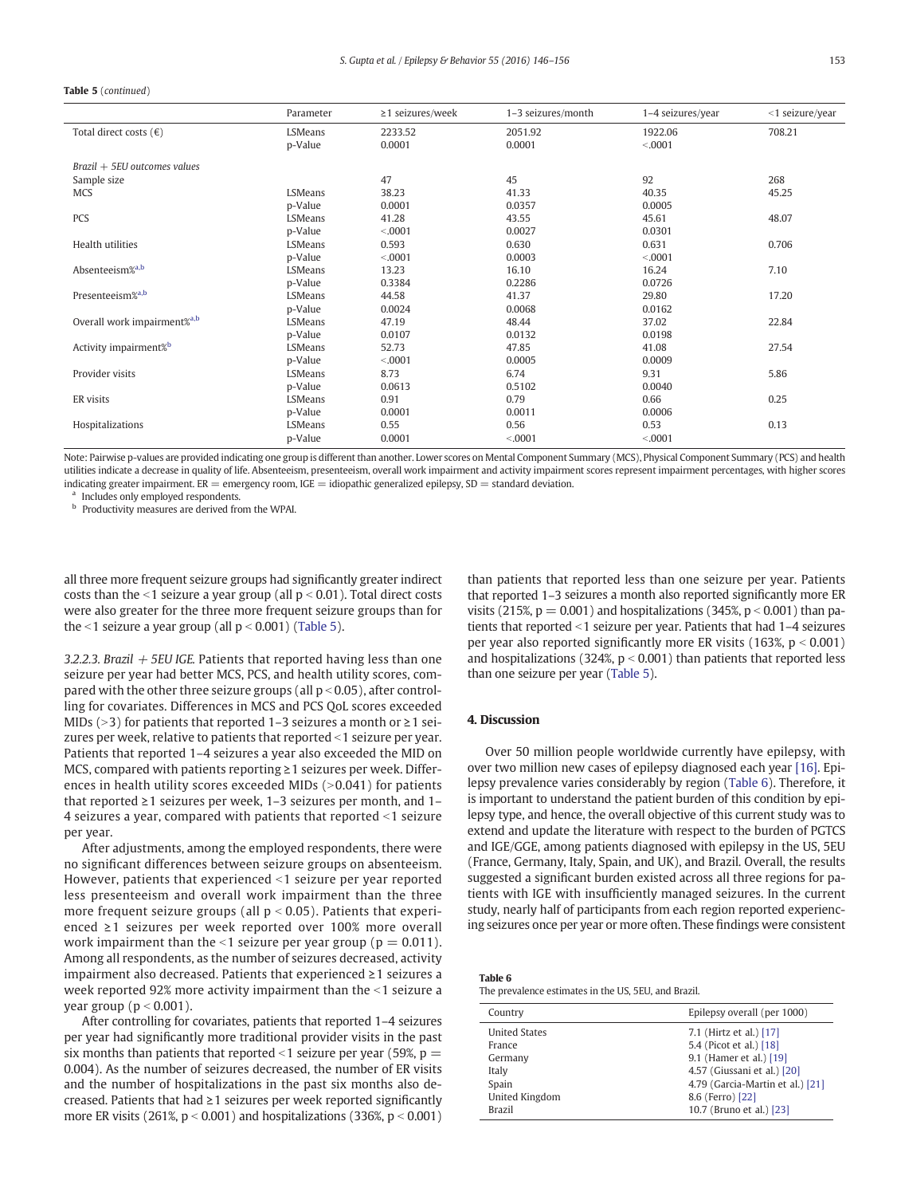**Table 5** (*continued*)

| | Parameter | ≥1 seizures/week | 1–3 seizures/month | 1–4 seizures/year | <1 seizure/year |
|---|---|---|---|---|---|
| Total direct costs (€) | LSMeans | 2233.52 | 2051.92 | 1922.06 | 708.21 |
| | p-Value | 0.0001 | 0.0001 | <.0001 | |
| *Brazil + 5EU outcomes values* | | | | | |
| Sample size | | 47 | 45 | 92 | 268 |
| MCS | LSMeans | 38.23 | 41.33 | 40.35 | 45.25 |
| | p-Value | 0.0001 | 0.0357 | 0.0005 | |
| PCS | LSMeans | 41.28 | 43.55 | 45.61 | 48.07 |
| | p-Value | <.0001 | 0.0027 | 0.0301 | |
| Health utilities | LSMeans | 0.593 | 0.630 | 0.631 | 0.706 |
| | p-Value | <.0001 | 0.0003 | <.0001 | |
| Absenteeism%[a,b] | LSMeans | 13.23 | 16.10 | 16.24 | 7.10 |
| | p-Value | 0.3384 | 0.2286 | 0.0726 | |
| Presenteeism%[a,b] | LSMeans | 44.58 | 41.37 | 29.80 | 17.20 |
| | p-Value | 0.0024 | 0.0068 | 0.0162 | |
| Overall work impairment%[a,b] | LSMeans | 47.19 | 48.44 | 37.02 | 22.84 |
| | p-Value | 0.0107 | 0.0132 | 0.0198 | |
| Activity impairment%[b] | LSMeans | 52.73 | 47.85 | 41.08 | 27.54 |
| | p-Value | <.0001 | 0.0005 | 0.0009 | |
| Provider visits | LSMeans | 8.73 | 6.74 | 9.31 | 5.86 |
| | p-Value | 0.0613 | 0.5102 | 0.0040 | |
| ER visits | LSMeans | 0.91 | 0.79 | 0.66 | 0.25 |
| | p-Value | 0.0001 | 0.0011 | 0.0006 | |
| Hospitalizations | LSMeans | 0.55 | 0.56 | 0.53 | 0.13 |
| | p-Value | 0.0001 | <.0001 | <.0001 | |

Note: Pairwise p-values are provided indicating one group is different than another. Lower scores on Mental Component Summary (MCS), Physical Component Summary (PCS) and health utilities indicate a decrease in quality of life. Absenteeism, presenteeism, overall work impairment and activity impairment scores represent impairment percentages, with higher scores indicating greater impairment. ER = emergency room, IGE = idiopathic generalized epilepsy, SD = standard deviation.

[a] Includes only employed respondents.

[b] Productivity measures are derived from the WPAI.

all three more frequent seizure groups had significantly greater indirect costs than the <1 seizure a year group (all $p < 0.01$). Total direct costs were also greater for the three more frequent seizure groups than for the <1 seizure a year group (all $p < 0.001$) (Table 5).

*3.2.2.3. Brazil + 5EU IGE.* Patients that reported having less than one seizure per year had better MCS, PCS, and health utility scores, compared with the other three seizure groups (all $p < 0.05$), after controlling for covariates. Differences in MCS and PCS QoL scores exceeded MIDs (>3) for patients that reported 1–3 seizures a month or ≥1 seizures per week, relative to patients that reported <1 seizure per year. Patients that reported 1–4 seizures a year also exceeded the MID on MCS, compared with patients reporting ≥1 seizures per week. Differences in health utility scores exceeded MIDs (>0.041) for patients that reported ≥1 seizures per week, 1–3 seizures per month, and 1–4 seizures a year, compared with patients that reported <1 seizure per year.

After adjustments, among the employed respondents, there were no significant differences between seizure groups on absenteeism. However, patients that experienced <1 seizure per year reported less presenteeism and overall work impairment than the three more frequent seizure groups (all $p < 0.05$). Patients that experienced ≥1 seizures per week reported over 100% more overall work impairment than the <1 seizure per year group ($p = 0.011$). Among all respondents, as the number of seizures decreased, activity impairment also decreased. Patients that experienced ≥1 seizures a week reported 92% more activity impairment than the <1 seizure a year group ($p < 0.001$).

After controlling for covariates, patients that reported 1–4 seizures per year had significantly more traditional provider visits in the past six months than patients that reported <1 seizure per year (59%, $p = 0.004$). As the number of seizures decreased, the number of ER visits and the number of hospitalizations in the past six months also decreased. Patients that had ≥1 seizures per week reported significantly more ER visits (261%, $p < 0.001$) and hospitalizations (336%, $p < 0.001$) than patients that reported less than one seizure per year. Patients that reported 1–3 seizures a month also reported significantly more ER visits (215%, $p = 0.001$) and hospitalizations (345%, $p < 0.001$) than patients that reported <1 seizure per year. Patients that had 1–4 seizures per year also reported significantly more ER visits (163%, $p < 0.001$) and hospitalizations (324%, $p < 0.001$) than patients that reported less than one seizure per year (Table 5).

## 4. Discussion

Over 50 million people worldwide currently have epilepsy, with over two million new cases of epilepsy diagnosed each year [16]. Epilepsy prevalence varies considerably by region (Table 6). Therefore, it is important to understand the patient burden of this condition by epilepsy type, and hence, the overall objective of this current study was to extend and update the literature with respect to the burden of PGTCS and IGE/GGE, among patients diagnosed with epilepsy in the US, 5EU (France, Germany, Italy, Spain, and UK), and Brazil. Overall, the results suggested a significant burden existed across all three regions for patients with IGE with insufficiently managed seizures. In the current study, nearly half of participants from each region reported experiencing seizures once per year or more often. These findings were consistent

**Table 6**
The prevalence estimates in the US, 5EU, and Brazil.

| Country | Epilepsy overall (per 1000) |
|---|---|
| United States | 7.1 (Hirtz et al.) [17] |
| France | 5.4 (Picot et al.) [18] |
| Germany | 9.1 (Hamer et al.) [19] |
| Italy | 4.57 (Giussani et al.) [20] |
| Spain | 4.79 (Garcia-Martin et al.) [21] |
| United Kingdom | 8.6 (Ferro) [22] |
| Brazil | 10.7 (Bruno et al.) [23] |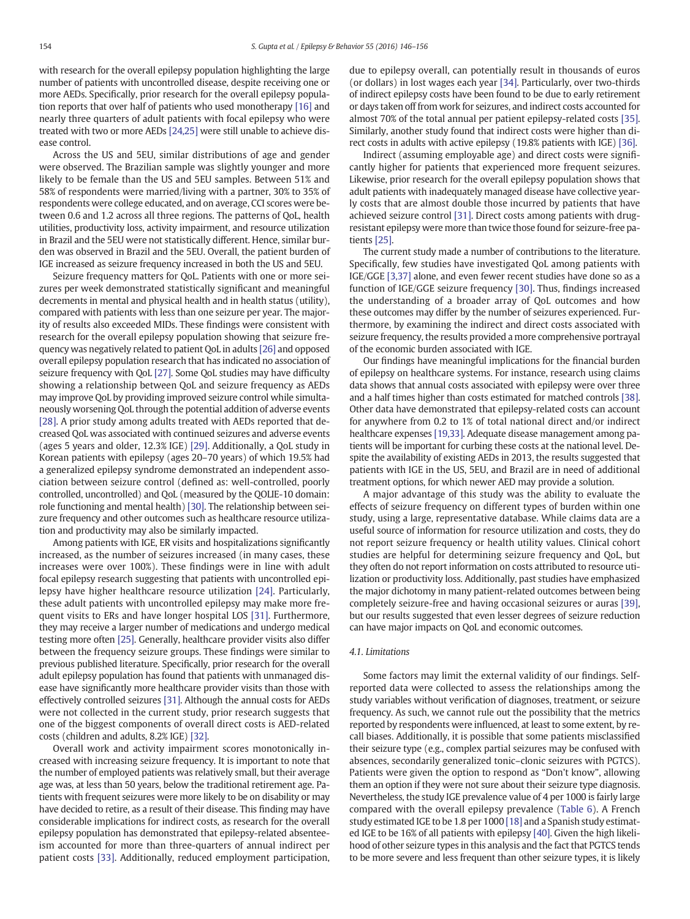with research for the overall epilepsy population highlighting the large number of patients with uncontrolled disease, despite receiving one or more AEDs. Specifically, prior research for the overall epilepsy population reports that over half of patients who used monotherapy [16] and nearly three quarters of adult patients with focal epilepsy who were treated with two or more AEDs [24,25] were still unable to achieve disease control.

Across the US and 5EU, similar distributions of age and gender were observed. The Brazilian sample was slightly younger and more likely to be female than the US and 5EU samples. Between 51% and 58% of respondents were married/living with a partner, 30% to 35% of respondents were college educated, and on average, CCI scores were between 0.6 and 1.2 across all three regions. The patterns of QoL, health utilities, productivity loss, activity impairment, and resource utilization in Brazil and the 5EU were not statistically different. Hence, similar burden was observed in Brazil and the 5EU. Overall, the patient burden of IGE increased as seizure frequency increased in both the US and 5EU.

Seizure frequency matters for QoL. Patients with one or more seizures per week demonstrated statistically significant and meaningful decrements in mental and physical health and in health status (utility), compared with patients with less than one seizure per year. The majority of results also exceeded MIDs. These findings were consistent with research for the overall epilepsy population showing that seizure frequency was negatively related to patient QoL in adults [26] and opposed overall epilepsy population research that has indicated no association of seizure frequency with QoL [27]. Some QoL studies may have difficulty showing a relationship between QoL and seizure frequency as AEDs may improve QoL by providing improved seizure control while simultaneously worsening QoL through the potential addition of adverse events [28]. A prior study among adults treated with AEDs reported that decreased QoL was associated with continued seizures and adverse events (ages 5 years and older, 12.3% IGE) [29]. Additionally, a QoL study in Korean patients with epilepsy (ages 20–70 years) of which 19.5% had a generalized epilepsy syndrome demonstrated an independent association between seizure control (defined as: well-controlled, poorly controlled, uncontrolled) and QoL (measured by the QOLIE-10 domain: role functioning and mental health) [30]. The relationship between seizure frequency and other outcomes such as healthcare resource utilization and productivity may also be similarly impacted.

Among patients with IGE, ER visits and hospitalizations significantly increased, as the number of seizures increased (in many cases, these increases were over 100%). These findings were in line with adult focal epilepsy research suggesting that patients with uncontrolled epilepsy have higher healthcare resource utilization [24]. Particularly, these adult patients with uncontrolled epilepsy may make more frequent visits to ERs and have longer hospital LOS [31]. Furthermore, they may receive a larger number of medications and undergo medical testing more often [25]. Generally, healthcare provider visits also differ between the frequency seizure groups. These findings were similar to previous published literature. Specifically, prior research for the overall adult epilepsy population has found that patients with unmanaged disease have significantly more healthcare provider visits than those with effectively controlled seizures [31]. Although the annual costs for AEDs were not collected in the current study, prior research suggests that one of the biggest components of overall direct cost is AED-related costs (children and adults, 8.2% IGE) [32].

Overall work and activity impairment scores monotonically increased with increasing seizure frequency. It is important to note that the number of employed patients was relatively small, but their average age was, at less than 50 years, below the traditional retirement age. Patients with frequent seizures were more likely to be on disability or may have decided to retire, as a result of their disease. This finding may have considerable implications for indirect costs, as research for the overall epilepsy population has demonstrated that epilepsy-related absenteeism accounted for more than three-quarters of annual indirect per patient costs [33]. Additionally, reduced employment participation, due to epilepsy overall, can potentially result in thousands of euros (or dollars) in lost wages each year [34]. Particularly, over two-thirds of indirect epilepsy costs have been found to be due to early retirement or days taken off from work for seizures, and indirect costs accounted for almost 70% of the total annual per patient epilepsy-related costs [35]. Similarly, another study found that indirect costs were higher than direct costs in adults with active epilepsy (19.8% patients with IGE) [36].

Indirect (assuming employable age) and direct costs were significantly higher for patients that experienced more frequent seizures. Likewise, prior research for the overall epilepsy population shows that adult patients with inadequately managed disease have collective yearly costs that are almost double those incurred by patients that have achieved seizure control [31]. Direct costs among patients with drug-resistant epilepsy were more than twice those found for seizure-free patients [25].

The current study made a number of contributions to the literature. Specifically, few studies have investigated QoL among patients with IGE/GGE [3,37] alone, and even fewer recent studies have done so as a function of IGE/GGE seizure frequency [30]. Thus, findings increased the understanding of a broader array of QoL outcomes and how these outcomes may differ by the number of seizures experienced. Furthermore, by examining the indirect and direct costs associated with seizure frequency, the results provided a more comprehensive portrayal of the economic burden associated with IGE.

Our findings have meaningful implications for the financial burden of epilepsy on healthcare systems. For instance, research using claims data shows that annual costs associated with epilepsy were over three and a half times higher than costs estimated for matched controls [38]. Other data have demonstrated that epilepsy-related costs can account for anywhere from 0.2 to 1% of total national direct and/or indirect healthcare expenses [19,33]. Adequate disease management among patients will be important for curbing these costs at the national level. Despite the availability of existing AEDs in 2013, the results suggested that patients with IGE in the US, 5EU, and Brazil are in need of additional treatment options, for which newer AED may provide a solution.

A major advantage of this study was the ability to evaluate the effects of seizure frequency on different types of burden within one study, using a large, representative database. While claims data are a useful source of information for resource utilization and costs, they do not report seizure frequency or health utility values. Clinical cohort studies are helpful for determining seizure frequency and QoL, but they often do not report information on costs attributed to resource utilization or productivity loss. Additionally, past studies have emphasized the major dichotomy in many patient-related outcomes between being completely seizure-free and having occasional seizures or auras [39], but our results suggested that even lesser degrees of seizure reduction can have major impacts on QoL and economic outcomes.

### 4.1. Limitations

Some factors may limit the external validity of our findings. Self-reported data were collected to assess the relationships among the study variables without verification of diagnoses, treatment, or seizure frequency. As such, we cannot rule out the possibility that the metrics reported by respondents were influenced, at least to some extent, by recall biases. Additionally, it is possible that some patients misclassified their seizure type (e.g., complex partial seizures may be confused with absences, secondarily generalized tonic–clonic seizures with PGTCS). Patients were given the option to respond as "Don't know", allowing them an option if they were not sure about their seizure type diagnosis. Nevertheless, the study IGE prevalence value of 4 per 1000 is fairly large compared with the overall epilepsy prevalence (Table 6). A French study estimated IGE to be 1.8 per 1000 [18] and a Spanish study estimated IGE to be 16% of all patients with epilepsy [40]. Given the high likelihood of other seizure types in this analysis and the fact that PGTCS tends to be more severe and less frequent than other seizure types, it is likely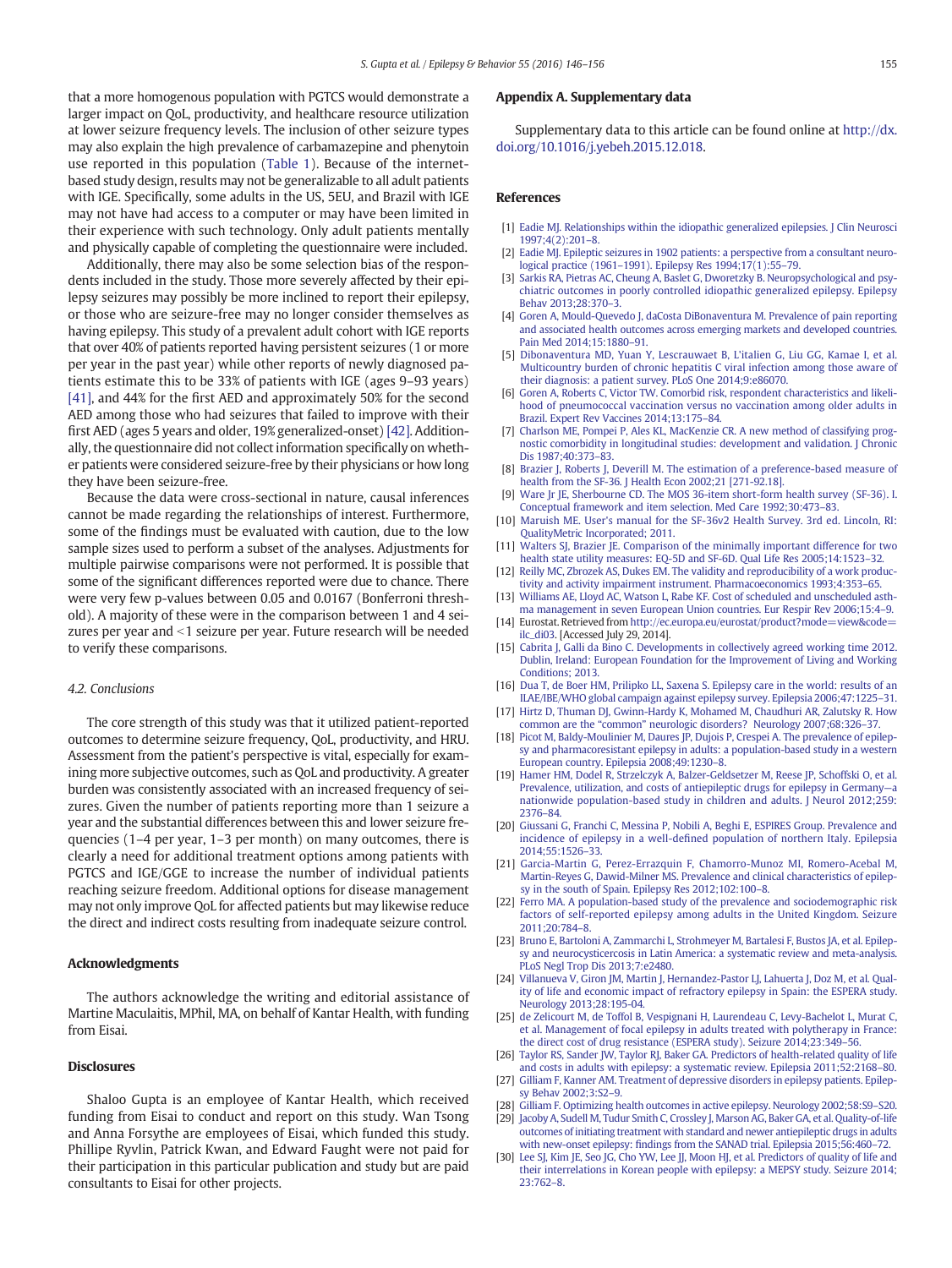that a more homogenous population with PGTCS would demonstrate a larger impact on QoL, productivity, and healthcare resource utilization at lower seizure frequency levels. The inclusion of other seizure types may also explain the high prevalence of carbamazepine and phenytoin use reported in this population (Table 1). Because of the internet-based study design, results may not be generalizable to all adult patients with IGE. Specifically, some adults in the US, 5EU, and Brazil with IGE may not have had access to a computer or may have been limited in their experience with such technology. Only adult patients mentally and physically capable of completing the questionnaire were included.

Additionally, there may also be some selection bias of the respondents included in the study. Those more severely affected by their epilepsy seizures may possibly be more inclined to report their epilepsy, or those who are seizure-free may no longer consider themselves as having epilepsy. This study of a prevalent adult cohort with IGE reports that over 40% of patients reported having persistent seizures (1 or more per year in the past year) while other reports of newly diagnosed patients estimate this to be 33% of patients with IGE (ages 9–93 years) [41], and 44% for the first AED and approximately 50% for the second AED among those who had seizures that failed to improve with their first AED (ages 5 years and older, 19% generalized-onset) [42]. Additionally, the questionnaire did not collect information specifically on whether patients were considered seizure-free by their physicians or how long they have been seizure-free.

Because the data were cross-sectional in nature, causal inferences cannot be made regarding the relationships of interest. Furthermore, some of the findings must be evaluated with caution, due to the low sample sizes used to perform a subset of the analyses. Adjustments for multiple pairwise comparisons were not performed. It is possible that some of the significant differences reported were due to chance. There were very few p-values between 0.05 and 0.0167 (Bonferroni threshold). A majority of these were in the comparison between 1 and 4 seizures per year and <1 seizure per year. Future research will be needed to verify these comparisons.

### 4.2. Conclusions

The core strength of this study was that it utilized patient-reported outcomes to determine seizure frequency, QoL, productivity, and HRU. Assessment from the patient's perspective is vital, especially for examining more subjective outcomes, such as QoL and productivity. A greater burden was consistently associated with an increased frequency of seizures. Given the number of patients reporting more than 1 seizure a year and the substantial differences between this and lower seizure frequencies (1–4 per year, 1–3 per month) on many outcomes, there is clearly a need for additional treatment options among patients with PGTCS and IGE/GGE to increase the number of individual patients reaching seizure freedom. Additional options for disease management may not only improve QoL for affected patients but may likewise reduce the direct and indirect costs resulting from inadequate seizure control.

## Acknowledgments

The authors acknowledge the writing and editorial assistance of Martine Maculaitis, MPhil, MA, on behalf of Kantar Health, with funding from Eisai.

## Disclosures

Shaloo Gupta is an employee of Kantar Health, which received funding from Eisai to conduct and report on this study. Wan Tsong and Anna Forsythe are employees of Eisai, which funded this study. Phillipe Ryvlin, Patrick Kwan, and Edward Faught were not paid for their participation in this particular publication and study but are paid consultants to Eisai for other projects.

## Appendix A. Supplementary data

Supplementary data to this article can be found online at http://dx.doi.org/10.1016/j.yebeh.2015.12.018.

## References

[1] Eadie MJ. Relationships within the idiopathic generalized epilepsies. J Clin Neurosci 1997;4(2):201–8.

[2] Eadie MJ. Epileptic seizures in 1902 patients: a perspective from a consultant neurological practice (1961–1991). Epilepsy Res 1994;17(1):55–79.

[3] Sarkis RA, Pietras AC, Cheung A, Baslet G, Dworetzky B. Neuropsychological and psychiatric outcomes in poorly controlled idiopathic generalized epilepsy. Epilepsy Behav 2013;28:370–3.

[4] Goren A, Mould-Quevedo J, daCosta DiBonaventura M. Prevalence of pain reporting and associated health outcomes across emerging markets and developed countries. Pain Med 2014;15:1880–91.

[5] Dibonaventura MD, Yuan Y, Lescrauwaet B, L'italien G, Liu GG, Kamae I, et al. Multicountry burden of chronic hepatitis C viral infection among those aware of their diagnosis: a patient survey. PLoS One 2014;9:e86070.

[6] Goren A, Roberts C, Victor TW. Comorbid risk, respondent characteristics and likelihood of pneumococcal vaccination versus no vaccination among older adults in Brazil. Expert Rev Vaccines 2014;13:175–84.

[7] Charlson ME, Pompei P, Ales KL, MacKenzie CR. A new method of classifying prognostic comorbidity in longitudinal studies: development and validation. J Chronic Dis 1987;40:373–83.

[8] Brazier J, Roberts J, Deverill M. The estimation of a preference-based measure of health from the SF-36. J Health Econ 2002;21 [271-92.18].

[9] Ware Jr JE, Sherbourne CD. The MOS 36-item short-form health survey (SF-36). I. Conceptual framework and item selection. Med Care 1992;30:473–83.

[10] Maruish ME. User's manual for the SF-36v2 Health Survey. 3rd ed. Lincoln, RI: QualityMetric Incorporated; 2011.

[11] Walters SJ, Brazier JE. Comparison of the minimally important difference for two health state utility measures: EQ-5D and SF-6D. Qual Life Res 2005;14:1523–32.

[12] Reilly MC, Zbrozek AS, Dukes EM. The validity and reproducibility of a work productivity and activity impairment instrument. Pharmacoeconomics 1993;4:353–65.

[13] Williams AE, Lloyd AC, Watson L, Rabe KF. Cost of scheduled and unscheduled asthma management in seven European Union countries. Eur Respir Rev 2006;15:4–9.

[14] Eurostat. Retrieved from http://ec.europa.eu/eurostat/product?mode=view&code=ilc_di03. [Accessed July 29, 2014].

[15] Cabrita J, Galli da Bino C. Developments in collectively agreed working time 2012. Dublin, Ireland: European Foundation for the Improvement of Living and Working Conditions; 2013.

[16] Dua T, de Boer HM, Prilipko LL, Saxena S. Epilepsy care in the world: results of an ILAE/IBE/WHO global campaign against epilepsy survey. Epilepsia 2006;47:1225–31.

[17] Hirtz D, Thuman DJ, Gwinn-Hardy K, Mohamed M, Chaudhuri AR, Zalutsky R. How common are the "common" neurologic disorders? Neurology 2007;68:326–37.

[18] Picot M, Baldy-Moulinier M, Daures JP, Dujois P, Crespei A. The prevalence of epilepsy and pharmacoresistant epilepsy in adults: a population-based study in a western European country. Epilepsia 2008;49:1230–8.

[19] Hamer HM, Dodel R, Strzelczyk A, Balzer-Geldsetzer M, Reese JP, Schoffski O, et al. Prevalence, utilization, and costs of antiepileptic drugs for epilepsy in Germany—a nationwide population-based study in children and adults. J Neurol 2012;259: 2376–84.

[20] Giussani G, Franchi C, Messina P, Nobili A, Beghi E, ESPIRES Group. Prevalence and incidence of epilepsy in a well-defined population of northern Italy. Epilepsia 2014;55:1526–33.

[21] Garcia-Martin G, Perez-Errazquin F, Chamorro-Munoz MI, Romero-Acebal M, Martin-Reyes G, Dawid-Milner MS. Prevalence and clinical characteristics of epilepsy in the south of Spain. Epilepsy Res 2012;102:100–8.

[22] Ferro MA. A population-based study of the prevalence and sociodemographic risk factors of self-reported epilepsy among adults in the United Kingdom. Seizure 2011;20:784–8.

[23] Bruno E, Bartoloni A, Zammarchi L, Strohmeyer M, Bartalesi F, Bustos JA, et al. Epilepsy and neurocysticercosis in Latin America: a systematic review and meta-analysis. PLoS Negl Trop Dis 2013;7:e2480.

[24] Villanueva V, Giron JM, Martin J, Hernandez-Pastor LJ, Lahuerta J, Doz M, et al. Quality of life and economic impact of refractory epilepsy in Spain: the ESPERA study. Neurology 2013;28:195-04.

[25] de Zelicourt M, de Toffol B, Vespignani H, Laurendeau C, Levy-Bachelot L, Murat C, et al. Management of focal epilepsy in adults treated with polytherapy in France: the direct cost of drug resistance (ESPERA study). Seizure 2014;23:349–56.

[26] Taylor RS, Sander JW, Taylor RJ, Baker GA. Predictors of health-related quality of life and costs in adults with epilepsy: a systematic review. Epilepsia 2011;52:2168–80.

[27] Gilliam F, Kanner AM. Treatment of depressive disorders in epilepsy patients. Epilepsy Behav 2002;3:S2–9.

[28] Gilliam F. Optimizing health outcomes in active epilepsy. Neurology 2002;58:S9–S20.

[29] Jacoby A, Sudell M, Tudur Smith C, Crossley J, Marson AG, Baker GA, et al. Quality-of-life outcomes of initiating treatment with standard and newer antiepileptic drugs in adults with new-onset epilepsy: findings from the SANAD trial. Epilepsia 2015;56:460–72.

[30] Lee SJ, Kim JE, Seo JG, Cho YW, Lee JJ, Moon HJ, et al. Predictors of quality of life and their interrelations in Korean people with epilepsy: a MEPSY study. Seizure 2014; 23:762–8.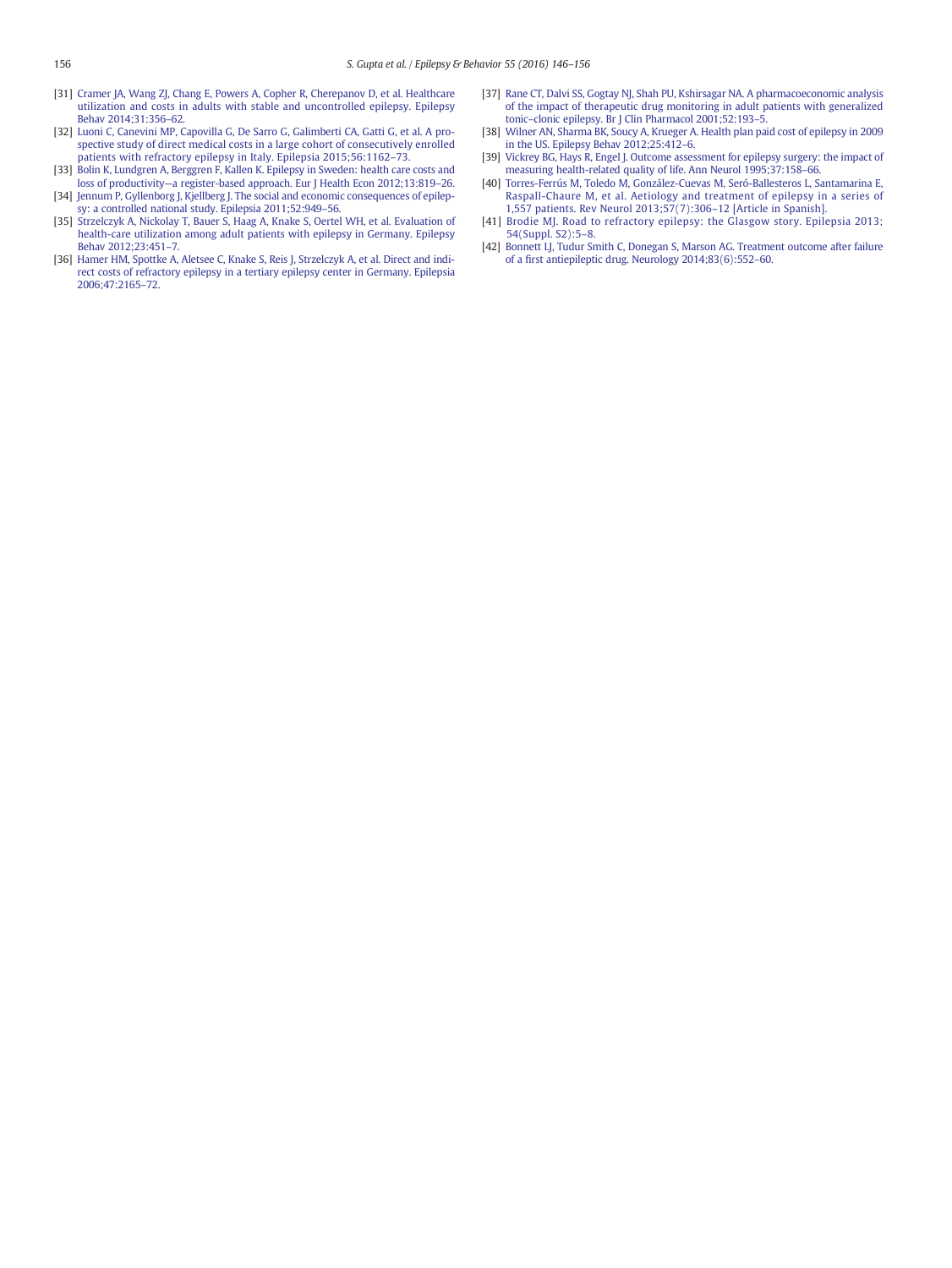[31] Cramer JA, Wang ZJ, Chang E, Powers A, Copher R, Cherepanov D, et al. Healthcare utilization and costs in adults with stable and uncontrolled epilepsy. Epilepsy Behav 2014;31:356–62.

[32] Luoni C, Canevini MP, Capovilla G, De Sarro G, Galimberti CA, Gatti G, et al. A prospective study of direct medical costs in a large cohort of consecutively enrolled patients with refractory epilepsy in Italy. Epilepsia 2015;56:1162–73.

[33] Bolin K, Lundgren A, Berggren F, Kallen K. Epilepsy in Sweden: health care costs and loss of productivity—a register-based approach. Eur J Health Econ 2012;13:819–26.

[34] Jennum P, Gyllenborg J, Kjellberg J. The social and economic consequences of epilepsy: a controlled national study. Epilepsia 2011;52:949–56.

[35] Strzelczyk A, Nickolay T, Bauer S, Haag A, Knake S, Oertel WH, et al. Evaluation of health-care utilization among adult patients with epilepsy in Germany. Epilepsy Behav 2012;23:451–7.

[36] Hamer HM, Spottke A, Aletsee C, Knake S, Reis J, Strzelczyk A, et al. Direct and indirect costs of refractory epilepsy in a tertiary epilepsy center in Germany. Epilepsia 2006;47:2165–72.

[37] Rane CT, Dalvi SS, Gogtay NJ, Shah PU, Kshirsagar NA. A pharmacoeconomic analysis of the impact of therapeutic drug monitoring in adult patients with generalized tonic–clonic epilepsy. Br J Clin Pharmacol 2001;52:193–5.

[38] Wilner AN, Sharma BK, Soucy A, Krueger A. Health plan paid cost of epilepsy in 2009 in the US. Epilepsy Behav 2012;25:412–6.

[39] Vickrey BG, Hays R, Engel J. Outcome assessment for epilepsy surgery: the impact of measuring health-related quality of life. Ann Neurol 1995;37:158–66.

[40] Torres-Ferrús M, Toledo M, González-Cuevas M, Seró-Ballesteros L, Santamarina E, Raspall-Chaure M, et al. Aetiology and treatment of epilepsy in a series of 1,557 patients. Rev Neurol 2013;57(7):306–12 [Article in Spanish].

[41] Brodie MJ. Road to refractory epilepsy: the Glasgow story. Epilepsia 2013; 54(Suppl. S2):5–8.

[42] Bonnett LJ, Tudur Smith C, Donegan S, Marson AG. Treatment outcome after failure of a first antiepileptic drug. Neurology 2014;83(6):552–60.